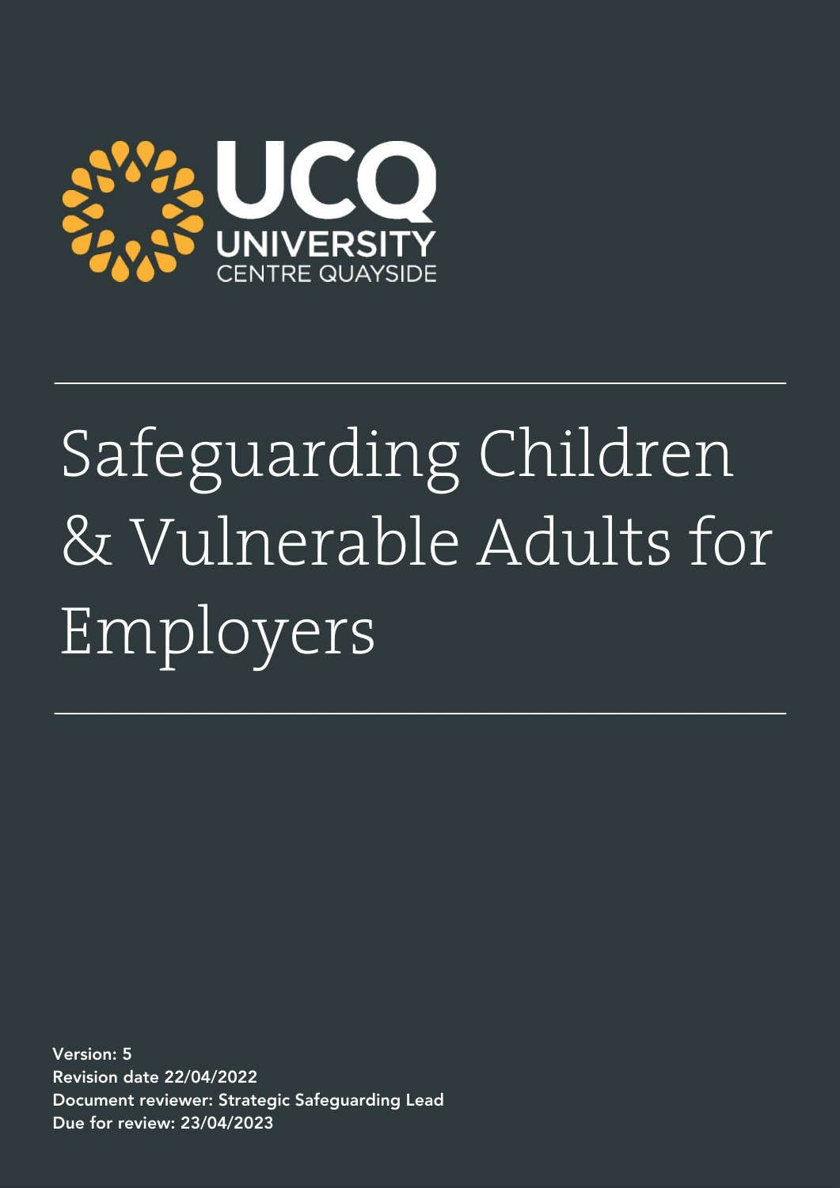UCQ
UNIVERSITY
CENTRE QUAYSIDE

# Safeguarding Children & Vulnerable Adults for Employers

**Version: 5**
**Revision date 22/04/2022**
**Document reviewer: Strategic Safeguarding Lead**
**Due for review: 23/04/2023**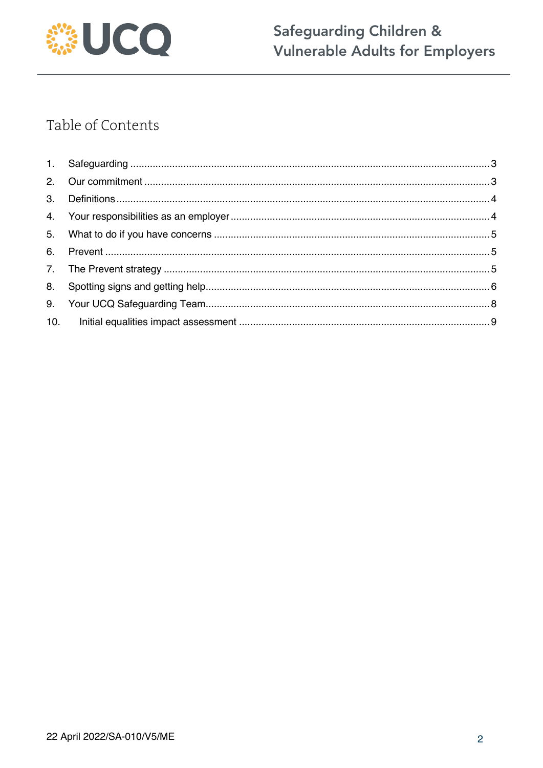# Table of Contents

1. Safeguarding ..... 3
2. Our commitment ..... 3
3. Definitions ..... 4
4. Your responsibilities as an employer ..... 4
5. What to do if you have concerns ..... 5
6. Prevent ..... 5
7. The Prevent strategy ..... 5
8. Spotting signs and getting help ..... 6
9. Your UCQ Safeguarding Team ..... 8
10. Initial equalities impact assessment ..... 9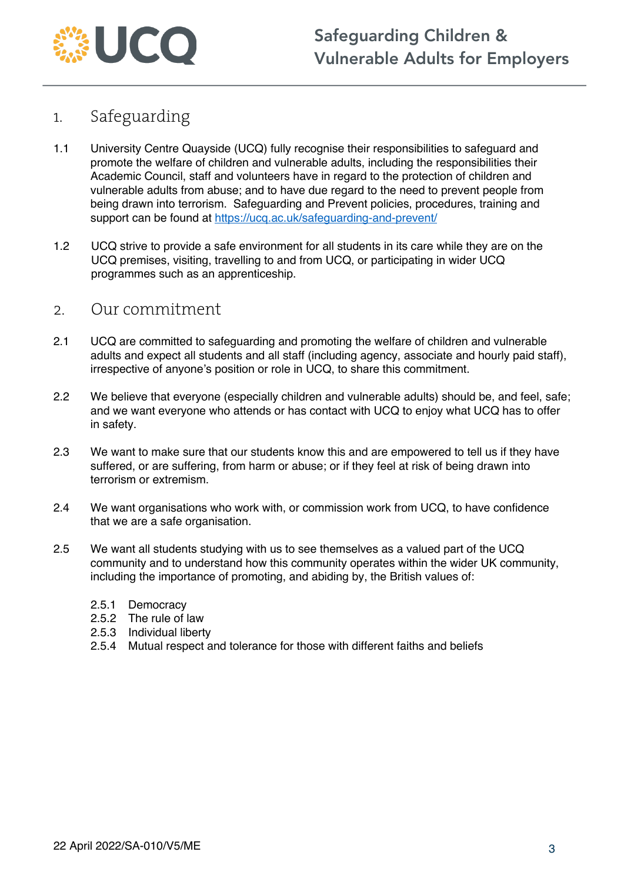## 1. Safeguarding

1.1 University Centre Quayside (UCQ) fully recognise their responsibilities to safeguard and promote the welfare of children and vulnerable adults, including the responsibilities their Academic Council, staff and volunteers have in regard to the protection of children and vulnerable adults from abuse; and to have due regard to the need to prevent people from being drawn into terrorism. Safeguarding and Prevent policies, procedures, training and support can be found at [https://ucq.ac.uk/safeguarding-and-prevent/](https://ucq.ac.uk/safeguarding-and-prevent/)

1.2 UCQ strive to provide a safe environment for all students in its care while they are on the UCQ premises, visiting, travelling to and from UCQ, or participating in wider UCQ programmes such as an apprenticeship.

## 2. Our commitment

2.1 UCQ are committed to safeguarding and promoting the welfare of children and vulnerable adults and expect all students and all staff (including agency, associate and hourly paid staff), irrespective of anyone's position or role in UCQ, to share this commitment.

2.2 We believe that everyone (especially children and vulnerable adults) should be, and feel, safe; and we want everyone who attends or has contact with UCQ to enjoy what UCQ has to offer in safety.

2.3 We want to make sure that our students know this and are empowered to tell us if they have suffered, or are suffering, from harm or abuse; or if they feel at risk of being drawn into terrorism or extremism.

2.4 We want organisations who work with, or commission work from UCQ, to have confidence that we are a safe organisation.

2.5 We want all students studying with us to see themselves as a valued part of the UCQ community and to understand how this community operates within the wider UK community, including the importance of promoting, and abiding by, the British values of:

- 2.5.1 Democracy
- 2.5.2 The rule of law
- 2.5.3 Individual liberty
- 2.5.4 Mutual respect and tolerance for those with different faiths and beliefs

22 April 2022/SA-010/V5/ME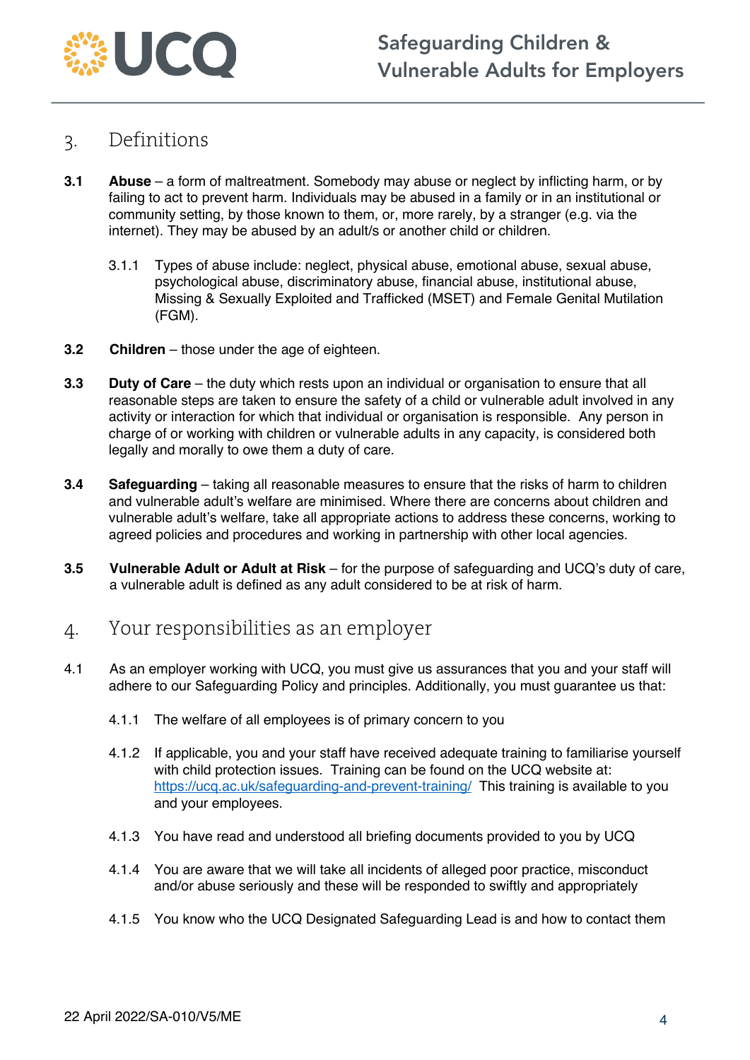## 3. Definitions

**3.1** **Abuse** – a form of maltreatment. Somebody may abuse or neglect by inflicting harm, or by failing to act to prevent harm. Individuals may be abused in a family or in an institutional or community setting, by those known to them, or, more rarely, by a stranger (e.g. via the internet). They may be abused by an adult/s or another child or children.

3.1.1 Types of abuse include: neglect, physical abuse, emotional abuse, sexual abuse, psychological abuse, discriminatory abuse, financial abuse, institutional abuse, Missing & Sexually Exploited and Trafficked (MSET) and Female Genital Mutilation (FGM).

**3.2** **Children** – those under the age of eighteen.

**3.3** **Duty of Care** – the duty which rests upon an individual or organisation to ensure that all reasonable steps are taken to ensure the safety of a child or vulnerable adult involved in any activity or interaction for which that individual or organisation is responsible. Any person in charge of or working with children or vulnerable adults in any capacity, is considered both legally and morally to owe them a duty of care.

**3.4** **Safeguarding** – taking all reasonable measures to ensure that the risks of harm to children and vulnerable adult's welfare are minimised. Where there are concerns about children and vulnerable adult's welfare, take all appropriate actions to address these concerns, working to agreed policies and procedures and working in partnership with other local agencies.

**3.5** **Vulnerable Adult or Adult at Risk** – for the purpose of safeguarding and UCQ's duty of care, a vulnerable adult is defined as any adult considered to be at risk of harm.

## 4. Your responsibilities as an employer

4.1 As an employer working with UCQ, you must give us assurances that you and your staff will adhere to our Safeguarding Policy and principles. Additionally, you must guarantee us that:

4.1.1 The welfare of all employees is of primary concern to you

4.1.2 If applicable, you and your staff have received adequate training to familiarise yourself with child protection issues. Training can be found on the UCQ website at: [https://ucq.ac.uk/safeguarding-and-prevent-training/](https://ucq.ac.uk/safeguarding-and-prevent-training/) This training is available to you and your employees.

4.1.3 You have read and understood all briefing documents provided to you by UCQ

4.1.4 You are aware that we will take all incidents of alleged poor practice, misconduct and/or abuse seriously and these will be responded to swiftly and appropriately

4.1.5 You know who the UCQ Designated Safeguarding Lead is and how to contact them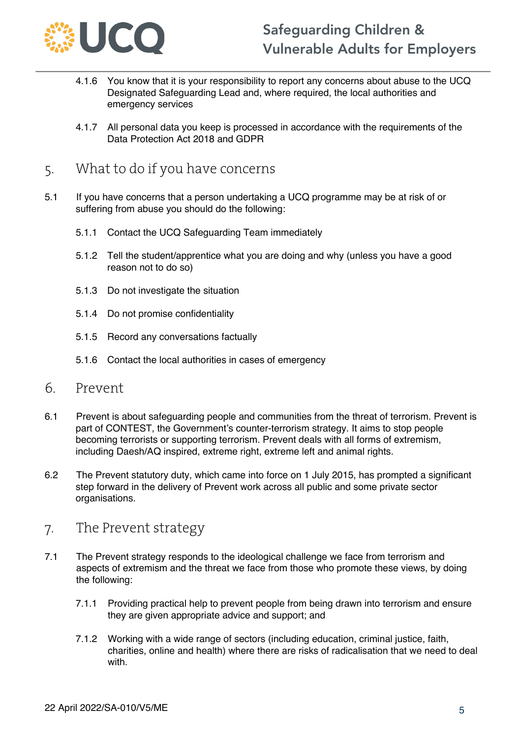4.1.6 You know that it is your responsibility to report any concerns about abuse to the UCQ Designated Safeguarding Lead and, where required, the local authorities and emergency services

4.1.7 All personal data you keep is processed in accordance with the requirements of the Data Protection Act 2018 and GDPR

## 5. What to do if you have concerns

5.1 If you have concerns that a person undertaking a UCQ programme may be at risk of or suffering from abuse you should do the following:

5.1.1 Contact the UCQ Safeguarding Team immediately

5.1.2 Tell the student/apprentice what you are doing and why (unless you have a good reason not to do so)

5.1.3 Do not investigate the situation

5.1.4 Do not promise confidentiality

5.1.5 Record any conversations factually

5.1.6 Contact the local authorities in cases of emergency

## 6. Prevent

6.1 Prevent is about safeguarding people and communities from the threat of terrorism. Prevent is part of CONTEST, the Government's counter-terrorism strategy. It aims to stop people becoming terrorists or supporting terrorism. Prevent deals with all forms of extremism, including Daesh/AQ inspired, extreme right, extreme left and animal rights.

6.2 The Prevent statutory duty, which came into force on 1 July 2015, has prompted a significant step forward in the delivery of Prevent work across all public and some private sector organisations.

## 7. The Prevent strategy

7.1 The Prevent strategy responds to the ideological challenge we face from terrorism and aspects of extremism and the threat we face from those who promote these views, by doing the following:

7.1.1 Providing practical help to prevent people from being drawn into terrorism and ensure they are given appropriate advice and support; and

7.1.2 Working with a wide range of sectors (including education, criminal justice, faith, charities, online and health) where there are risks of radicalisation that we need to deal with.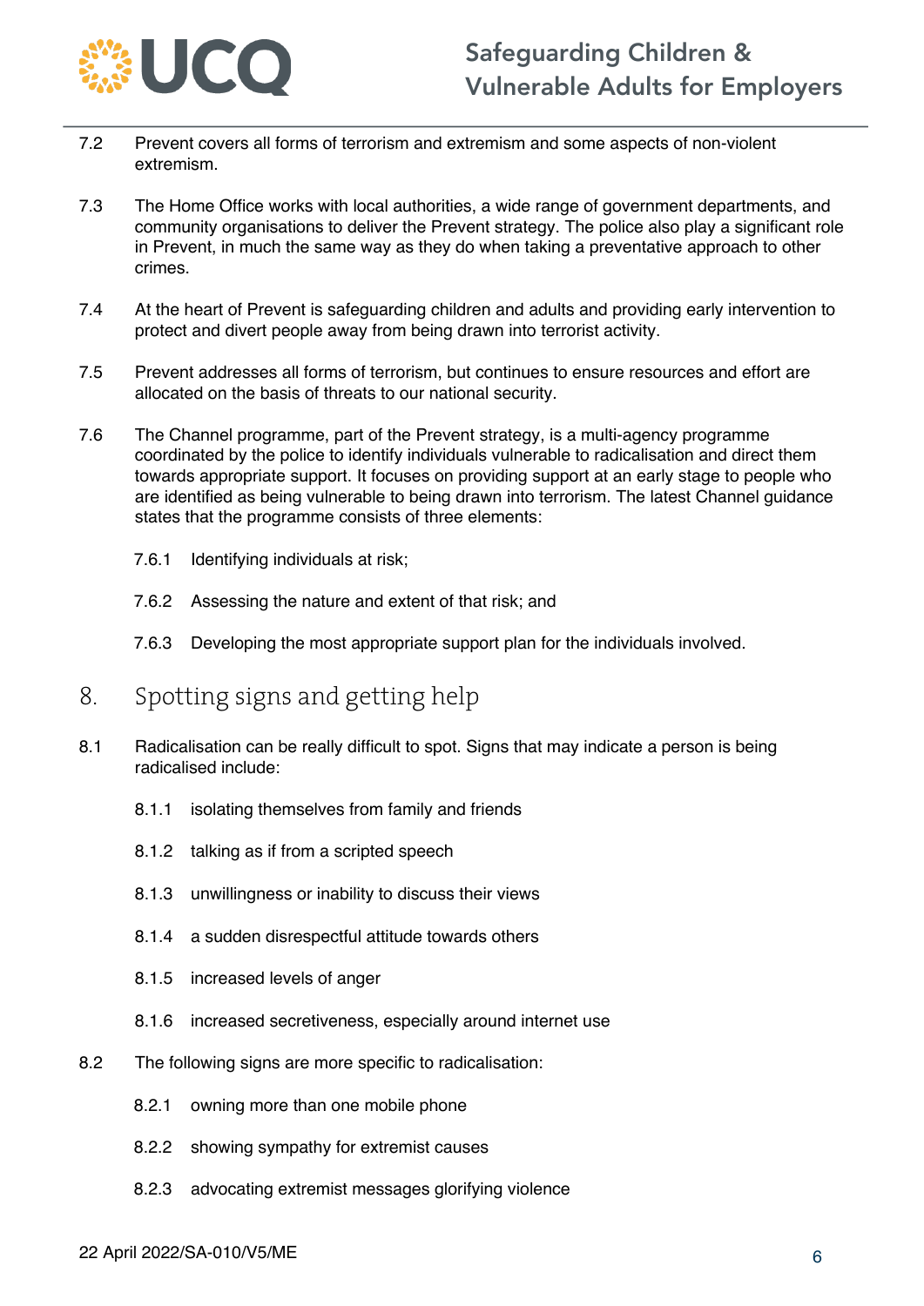7.2 Prevent covers all forms of terrorism and extremism and some aspects of non-violent extremism.

7.3 The Home Office works with local authorities, a wide range of government departments, and community organisations to deliver the Prevent strategy. The police also play a significant role in Prevent, in much the same way as they do when taking a preventative approach to other crimes.

7.4 At the heart of Prevent is safeguarding children and adults and providing early intervention to protect and divert people away from being drawn into terrorist activity.

7.5 Prevent addresses all forms of terrorism, but continues to ensure resources and effort are allocated on the basis of threats to our national security.

7.6 The Channel programme, part of the Prevent strategy, is a multi-agency programme coordinated by the police to identify individuals vulnerable to radicalisation and direct them towards appropriate support. It focuses on providing support at an early stage to people who are identified as being vulnerable to being drawn into terrorism. The latest Channel guidance states that the programme consists of three elements:

- 7.6.1 Identifying individuals at risk;
- 7.6.2 Assessing the nature and extent of that risk; and
- 7.6.3 Developing the most appropriate support plan for the individuals involved.

## 8. Spotting signs and getting help

8.1 Radicalisation can be really difficult to spot. Signs that may indicate a person is being radicalised include:

- 8.1.1 isolating themselves from family and friends
- 8.1.2 talking as if from a scripted speech
- 8.1.3 unwillingness or inability to discuss their views
- 8.1.4 a sudden disrespectful attitude towards others
- 8.1.5 increased levels of anger
- 8.1.6 increased secretiveness, especially around internet use

8.2 The following signs are more specific to radicalisation:

- 8.2.1 owning more than one mobile phone
- 8.2.2 showing sympathy for extremist causes
- 8.2.3 advocating extremist messages glorifying violence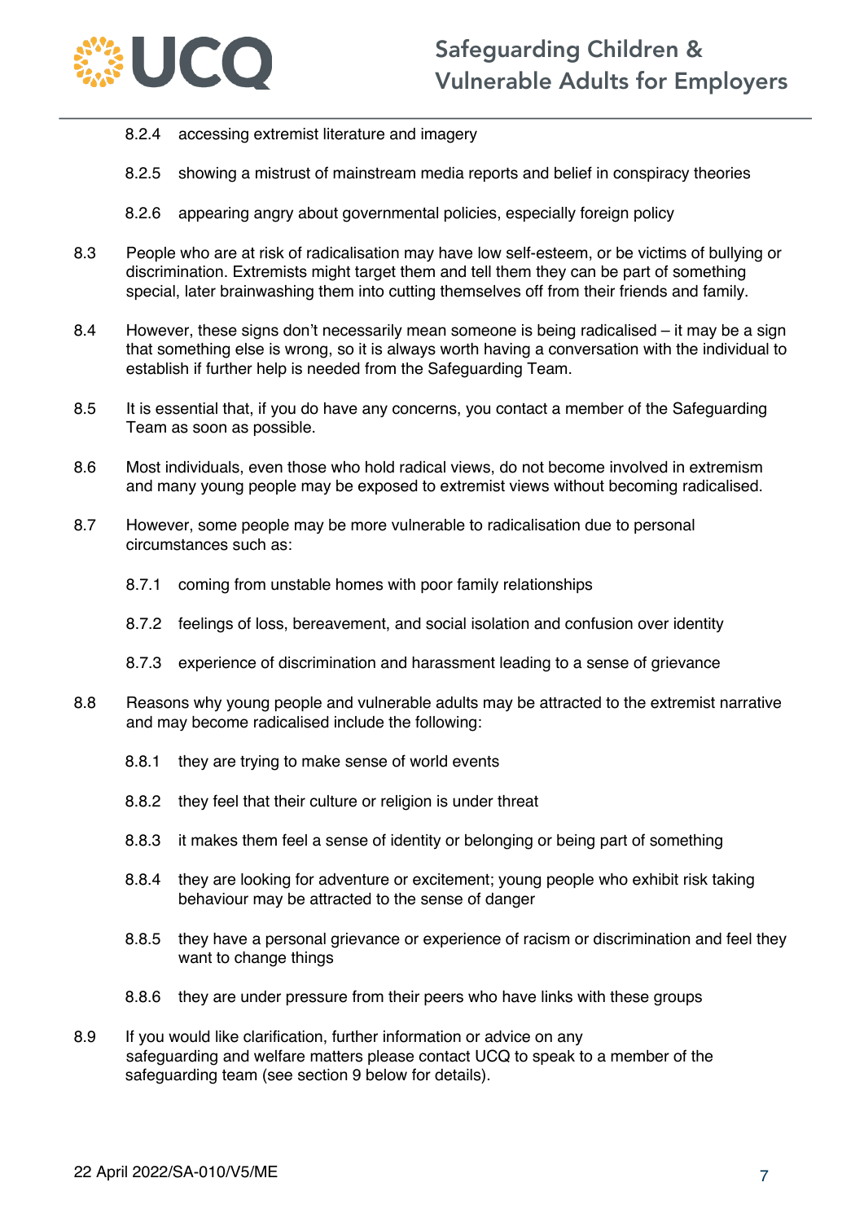8.2.4 accessing extremist literature and imagery

8.2.5 showing a mistrust of mainstream media reports and belief in conspiracy theories

8.2.6 appearing angry about governmental policies, especially foreign policy

8.3 People who are at risk of radicalisation may have low self-esteem, or be victims of bullying or discrimination. Extremists might target them and tell them they can be part of something special, later brainwashing them into cutting themselves off from their friends and family.

8.4 However, these signs don't necessarily mean someone is being radicalised – it may be a sign that something else is wrong, so it is always worth having a conversation with the individual to establish if further help is needed from the Safeguarding Team.

8.5 It is essential that, if you do have any concerns, you contact a member of the Safeguarding Team as soon as possible.

8.6 Most individuals, even those who hold radical views, do not become involved in extremism and many young people may be exposed to extremist views without becoming radicalised.

8.7 However, some people may be more vulnerable to radicalisation due to personal circumstances such as:

8.7.1 coming from unstable homes with poor family relationships

8.7.2 feelings of loss, bereavement, and social isolation and confusion over identity

8.7.3 experience of discrimination and harassment leading to a sense of grievance

8.8 Reasons why young people and vulnerable adults may be attracted to the extremist narrative and may become radicalised include the following:

8.8.1 they are trying to make sense of world events

8.8.2 they feel that their culture or religion is under threat

8.8.3 it makes them feel a sense of identity or belonging or being part of something

8.8.4 they are looking for adventure or excitement; young people who exhibit risk taking behaviour may be attracted to the sense of danger

8.8.5 they have a personal grievance or experience of racism or discrimination and feel they want to change things

8.8.6 they are under pressure from their peers who have links with these groups

8.9 If you would like clarification, further information or advice on any safeguarding and welfare matters please contact UCQ to speak to a member of the safeguarding team (see section 9 below for details).

22 April 2022/SA-010/V5/ME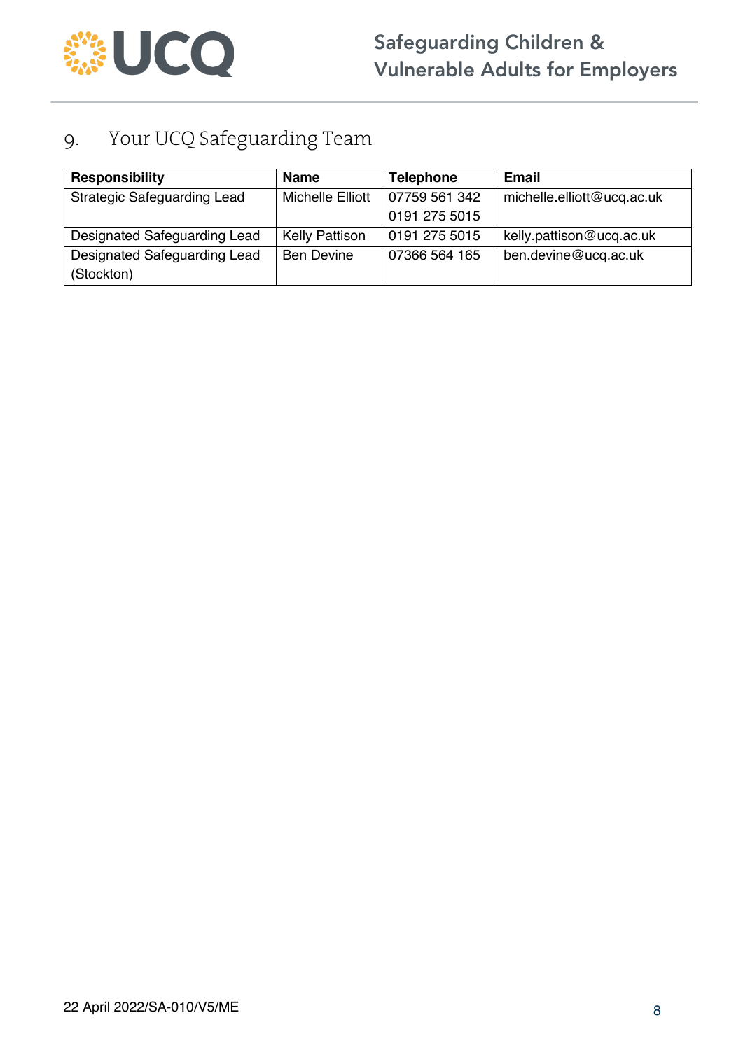## 9. Your UCQ Safeguarding Team

| Responsibility | Name | Telephone | Email |
|---|---|---|---|
| Strategic Safeguarding Lead | Michelle Elliott | 07759 561 342<br>0191 275 5015 | michelle.elliott@ucq.ac.uk |
| Designated Safeguarding Lead | Kelly Pattison | 0191 275 5015 | kelly.pattison@ucq.ac.uk |
| Designated Safeguarding Lead (Stockton) | Ben Devine | 07366 564 165 | ben.devine@ucq.ac.uk |

22 April 2022/SA-010/V5/ME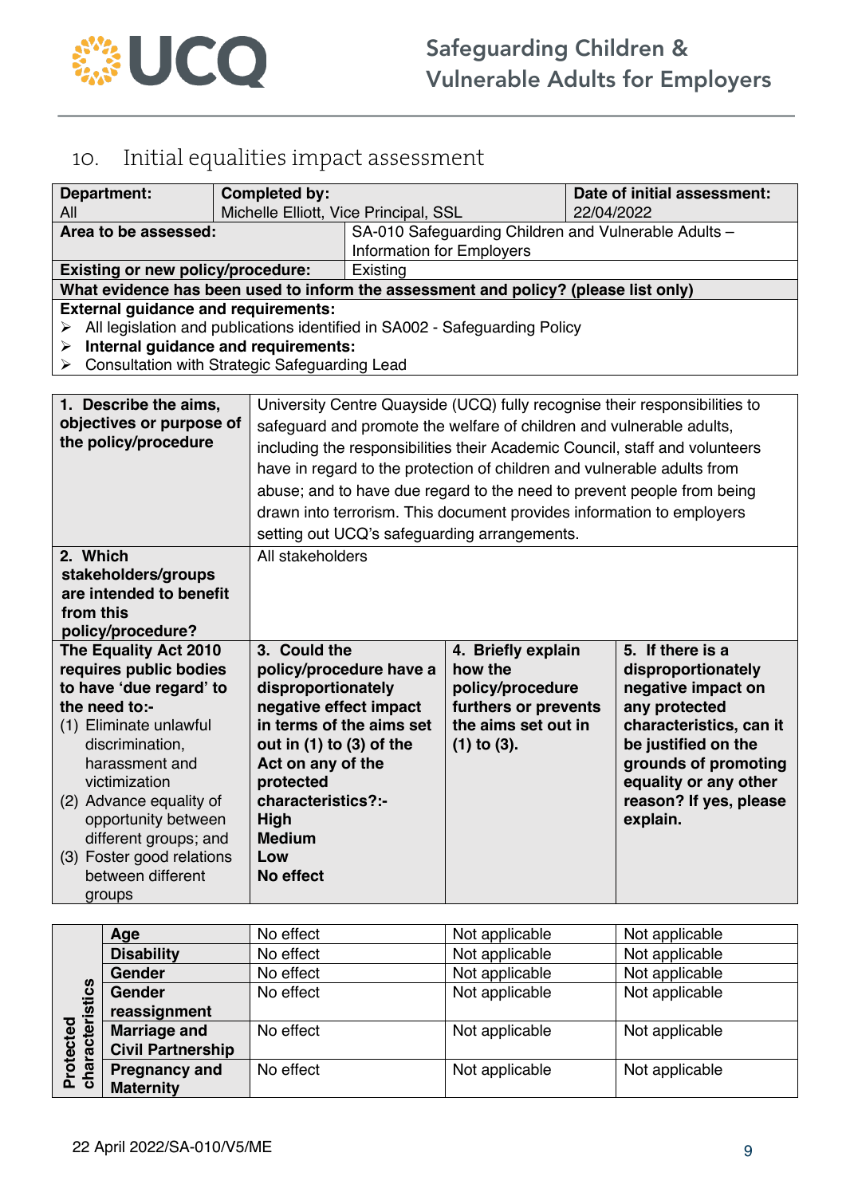## 10. Initial equalities impact assessment

| **Department:** All | **Completed by:** Michelle Elliott, Vice Principal, SSL | **Date of initial assessment:** 22/04/2022 |
|---|---|---|
| **Area to be assessed:** | SA-010 Safeguarding Children and Vulnerable Adults – Information for Employers | |
| **Existing or new policy/procedure:** | Existing | |

**What evidence has been used to inform the assessment and policy? (please list only)**

**External guidance and requirements:**

- All legislation and publications identified in SA002 - Safeguarding Policy
- **Internal guidance and requirements:**
- Consultation with Strategic Safeguarding Lead

| | |
|---|---|
| **1. Describe the aims, objectives or purpose of the policy/procedure** | University Centre Quayside (UCQ) fully recognise their responsibilities to safeguard and promote the welfare of children and vulnerable adults, including the responsibilities their Academic Council, staff and volunteers have in regard to the protection of children and vulnerable adults from abuse; and to have due regard to the need to prevent people from being drawn into terrorism. This document provides information to employers setting out UCQ's safeguarding arrangements. |
| **2. Which stakeholders/groups are intended to benefit from this policy/procedure?** | All stakeholders |

| | **The Equality Act 2010 requires public bodies to have 'due regard' to the need to:-**<br>(1) Eliminate unlawful discrimination, harassment and victimization<br>(2) Advance equality of opportunity between different groups; and<br>(3) Foster good relations between different groups | **3. Could the policy/procedure have a disproportionately negative effect impact in terms of the aims set out in (1) to (3) of the Act on any of the protected characteristics?:-**<br>**High**<br>**Medium**<br>**Low**<br>**No effect** | **4. Briefly explain how the policy/procedure furthers or prevents the aims set out in (1) to (3).** | **5. If there is a disproportionately negative impact on any protected characteristics, can it be justified on the grounds of promoting equality or any other reason? If yes, please explain.** |
|---|---|---|---|---|
| **Protected characteristics** | **Age** | No effect | Not applicable | Not applicable |
| | **Disability** | No effect | Not applicable | Not applicable |
| | **Gender** | No effect | Not applicable | Not applicable |
| | **Gender reassignment** | No effect | Not applicable | Not applicable |
| | **Marriage and Civil Partnership** | No effect | Not applicable | Not applicable |
| | **Pregnancy and Maternity** | No effect | Not applicable | Not applicable |

22 April 2022/SA-010/V5/ME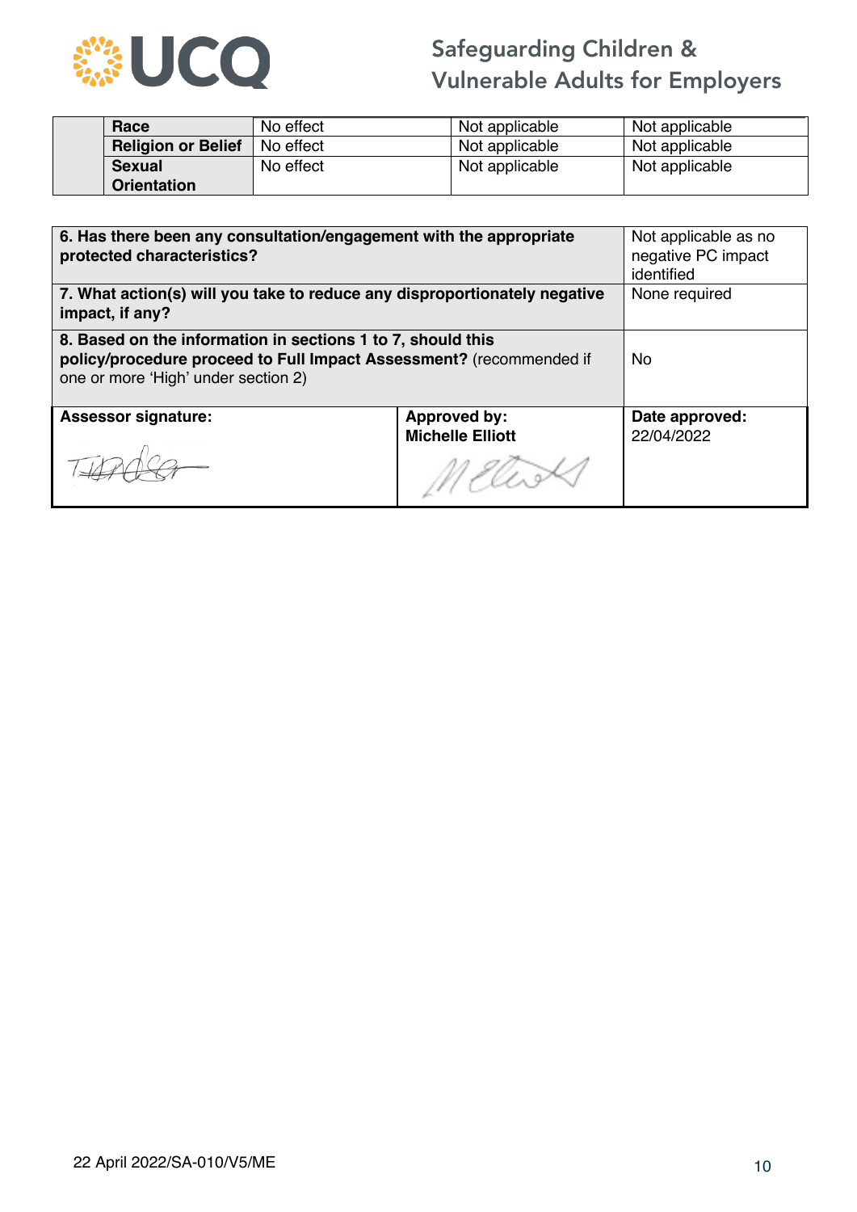| | | | | |
|---|---|---|---|---|
| | **Race** | No effect | Not applicable | Not applicable |
| | **Religion or Belief** | No effect | Not applicable | Not applicable |
| | **Sexual Orientation** | No effect | Not applicable | Not applicable |

| | |
|---|---|
| **6. Has there been any consultation/engagement with the appropriate protected characteristics?** | Not applicable as no negative PC impact identified |
| **7. What action(s) will you take to reduce any disproportionately negative impact, if any?** | None required |
| **8. Based on the information in sections 1 to 7, should this policy/procedure proceed to Full Impact Assessment?** (recommended if one or more 'High' under section 2) | No |

| **Assessor signature:** | **Approved by: Michelle Elliott** | **Date approved:** 22/04/2022 |
|---|---|---|

22 April 2022/SA-010/V5/ME